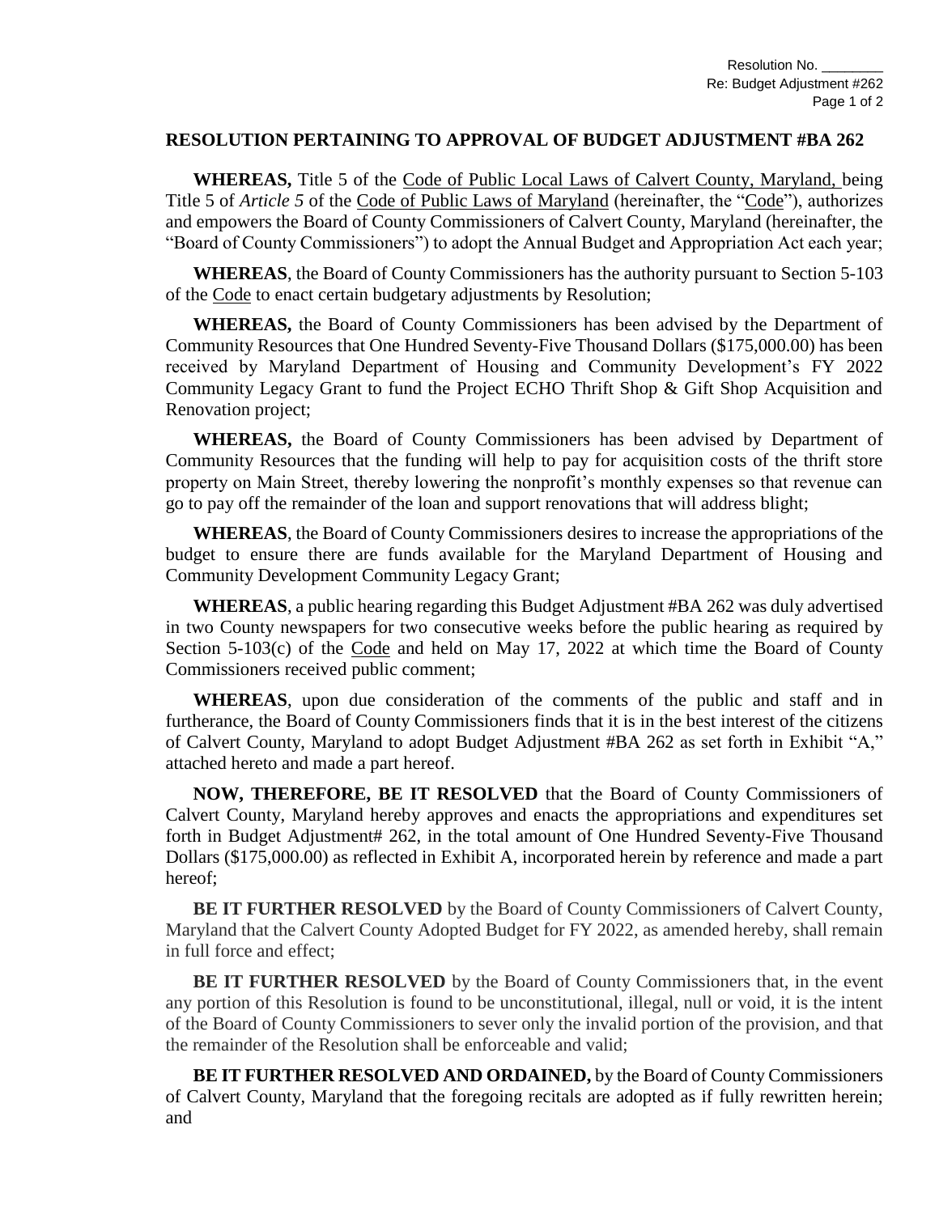Resolution No. ________
Re: Budget Adjustment #262

## RESOLUTION PERTAINING TO APPROVAL OF BUDGET ADJUSTMENT #BA 262

**WHEREAS,** Title 5 of the Code of Public Local Laws of Calvert County, Maryland, being Title 5 of *Article 5* of the Code of Public Laws of Maryland (hereinafter, the "Code"), authorizes and empowers the Board of County Commissioners of Calvert County, Maryland (hereinafter, the "Board of County Commissioners") to adopt the Annual Budget and Appropriation Act each year;

**WHEREAS**, the Board of County Commissioners has the authority pursuant to Section 5-103 of the Code to enact certain budgetary adjustments by Resolution;

**WHEREAS,** the Board of County Commissioners has been advised by the Department of Community Resources that One Hundred Seventy-Five Thousand Dollars ($175,000.00) has been received by Maryland Department of Housing and Community Development's FY 2022 Community Legacy Grant to fund the Project ECHO Thrift Shop & Gift Shop Acquisition and Renovation project;

**WHEREAS,** the Board of County Commissioners has been advised by Department of Community Resources that the funding will help to pay for acquisition costs of the thrift store property on Main Street, thereby lowering the nonprofit's monthly expenses so that revenue can go to pay off the remainder of the loan and support renovations that will address blight;

**WHEREAS**, the Board of County Commissioners desires to increase the appropriations of the budget to ensure there are funds available for the Maryland Department of Housing and Community Development Community Legacy Grant;

**WHEREAS**, a public hearing regarding this Budget Adjustment #BA 262 was duly advertised in two County newspapers for two consecutive weeks before the public hearing as required by Section 5-103(c) of the Code and held on May 17, 2022 at which time the Board of County Commissioners received public comment;

**WHEREAS**, upon due consideration of the comments of the public and staff and in furtherance, the Board of County Commissioners finds that it is in the best interest of the citizens of Calvert County, Maryland to adopt Budget Adjustment #BA 262 as set forth in Exhibit "A," attached hereto and made a part hereof.

**NOW, THEREFORE, BE IT RESOLVED** that the Board of County Commissioners of Calvert County, Maryland hereby approves and enacts the appropriations and expenditures set forth in Budget Adjustment# 262, in the total amount of One Hundred Seventy-Five Thousand Dollars ($175,000.00) as reflected in Exhibit A, incorporated herein by reference and made a part hereof;

**BE IT FURTHER RESOLVED** by the Board of County Commissioners of Calvert County, Maryland that the Calvert County Adopted Budget for FY 2022, as amended hereby, shall remain in full force and effect;

**BE IT FURTHER RESOLVED** by the Board of County Commissioners that, in the event any portion of this Resolution is found to be unconstitutional, illegal, null or void, it is the intent of the Board of County Commissioners to sever only the invalid portion of the provision, and that the remainder of the Resolution shall be enforceable and valid;

**BE IT FURTHER RESOLVED AND ORDAINED,** by the Board of County Commissioners of Calvert County, Maryland that the foregoing recitals are adopted as if fully rewritten herein; and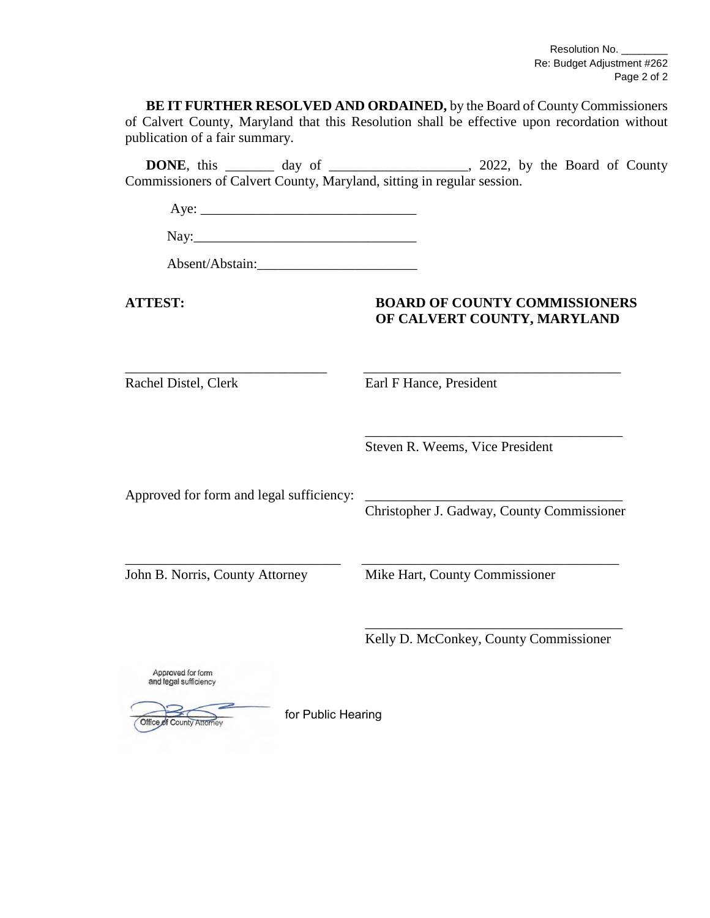Resolution No. ________
Re: Budget Adjustment #262

**BE IT FURTHER RESOLVED AND ORDAINED,** by the Board of County Commissioners of Calvert County, Maryland that this Resolution shall be effective upon recordation without publication of a fair summary.

**DONE**, this _______ day of ___________________, 2022, by the Board of County Commissioners of Calvert County, Maryland, sitting in regular session.

Aye: ______________________________

Nay: ______________________________

Absent/Abstain: ______________________

**ATTEST:**

**BOARD OF COUNTY COMMISSIONERS OF CALVERT COUNTY, MARYLAND**

______________________________
Rachel Distel, Clerk

______________________________
Earl F Hance, President

______________________________
Steven R. Weems, Vice President

Approved for form and legal sufficiency:

______________________________
Christopher J. Gadway, County Commissioner

______________________________
John B. Norris, County Attorney

______________________________
Mike Hart, County Commissioner

______________________________
Kelly D. McConkey, County Commissioner

Approved for form and legal sufficiency
Office of County Attorney

for Public Hearing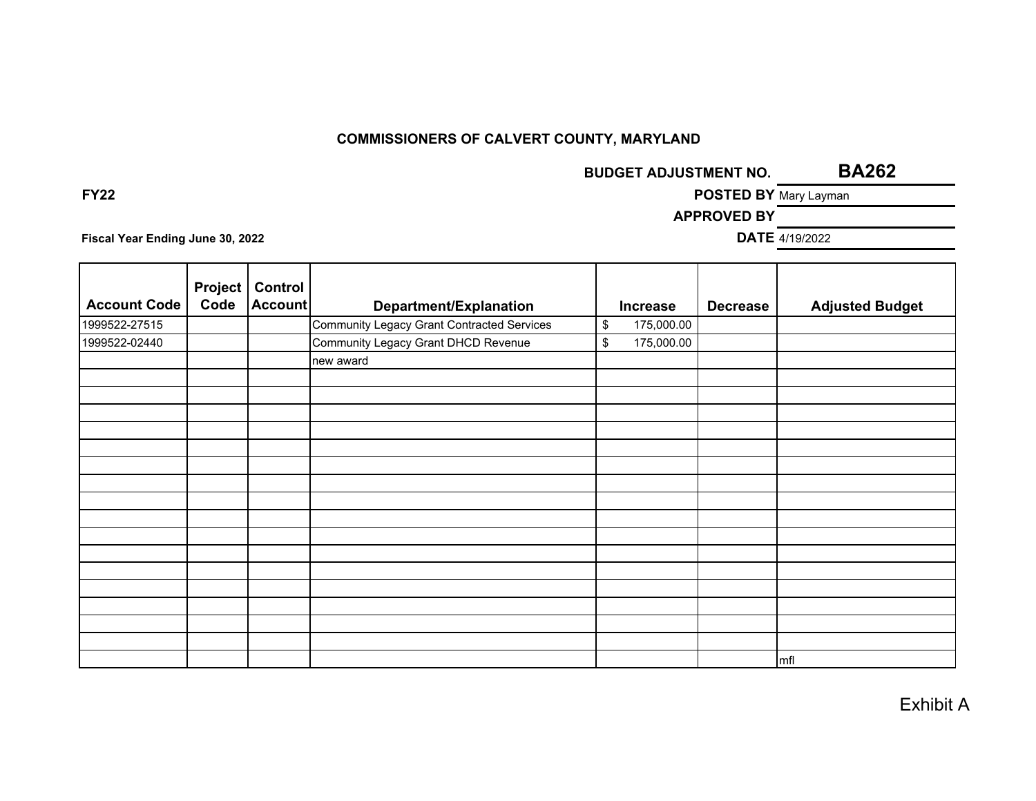**COMMISSIONERS OF CALVERT COUNTY, MARYLAND**

**BUDGET ADJUSTMENT NO.** **BA262**

**FY22** **POSTED BY** Mary Layman

**APPROVED BY**

**Fiscal Year Ending June 30, 2022** **DATE** 4/19/2022

| Account Code | Project Code | Control Account | Department/Explanation | Increase | Decrease | Adjusted Budget |
|---|---|---|---|---|---|---|
| 1999522-27515 | | | Community Legacy Grant Contracted Services | $ 175,000.00 | | |
| 1999522-02440 | | | Community Legacy Grant DHCD Revenue | $ 175,000.00 | | |
| | | | new award | | | |
| | | | | | | |
| | | | | | | |
| | | | | | | |
| | | | | | | |
| | | | | | | |
| | | | | | | |
| | | | | | | |
| | | | | | | |
| | | | | | | |
| | | | | | | |
| | | | | | | |
| | | | | | | |
| | | | | | | |
| | | | | | | |
| | | | | | | |
| | | | | | | |
| | | | | | | mfl |

Exhibit A